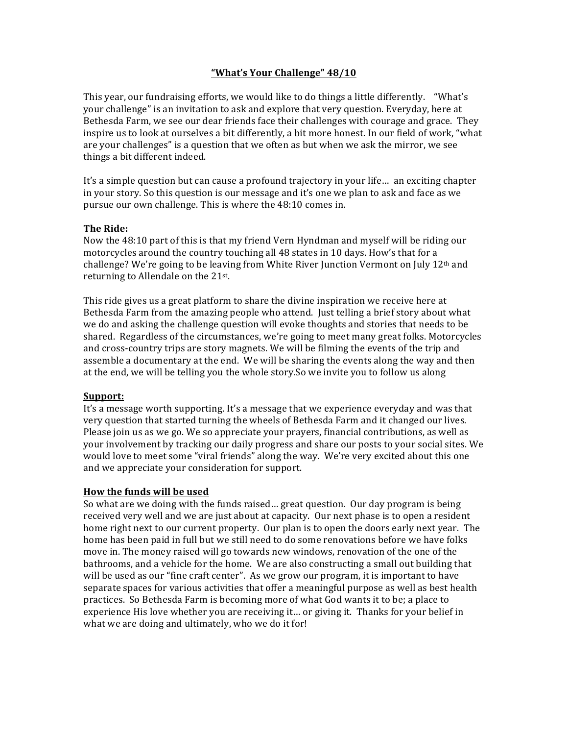# "What's Your Challenge" 48/10

This year, our fundraising efforts, we would like to do things a little differently. "What's your challenge" is an invitation to ask and explore that very question. Everyday, here at Bethesda Farm, we see our dear friends face their challenges with courage and grace. They inspire us to look at ourselves a bit differently, a bit more honest. In our field of work, "what are your challenges" is a question that we often as but when we ask the mirror, we see things a bit different indeed.

It's a simple question but can cause a profound trajectory in your life… an exciting chapter in your story. So this question is our message and it's one we plan to ask and face as we pursue our own challenge. This is where the 48:10 comes in.

## The Ride:

Now the 48:10 part of this is that my friend Vern Hyndman and myself will be riding our motorcycles around the country touching all 48 states in 10 days. How's that for a challenge? We're going to be leaving from White River Junction Vermont on July 12th and returning to Allendale on the 21st.

This ride gives us a great platform to share the divine inspiration we receive here at Bethesda Farm from the amazing people who attend. Just telling a brief story about what we do and asking the challenge question will evoke thoughts and stories that needs to be shared. Regardless of the circumstances, we're going to meet many great folks. Motorcycles and cross-country trips are story magnets. We will be filming the events of the trip and assemble a documentary at the end. We will be sharing the events along the way and then at the end, we will be telling you the whole story.So we invite you to follow us along

## Support:

It's a message worth supporting. It's a message that we experience everyday and was that very question that started turning the wheels of Bethesda Farm and it changed our lives. Please join us as we go. We so appreciate your prayers, financial contributions, as well as your involvement by tracking our daily progress and share our posts to your social sites. We would love to meet some "viral friends" along the way. We're very excited about this one and we appreciate your consideration for support.

## How the funds will be used

So what are we doing with the funds raised… great question. Our day program is being received very well and we are just about at capacity. Our next phase is to open a resident home right next to our current property. Our plan is to open the doors early next year. The home has been paid in full but we still need to do some renovations before we have folks move in. The money raised will go towards new windows, renovation of the one of the bathrooms, and a vehicle for the home. We are also constructing a small out building that will be used as our "fine craft center". As we grow our program, it is important to have separate spaces for various activities that offer a meaningful purpose as well as best health practices. So Bethesda Farm is becoming more of what God wants it to be; a place to experience His love whether you are receiving it… or giving it. Thanks for your belief in what we are doing and ultimately, who we do it for!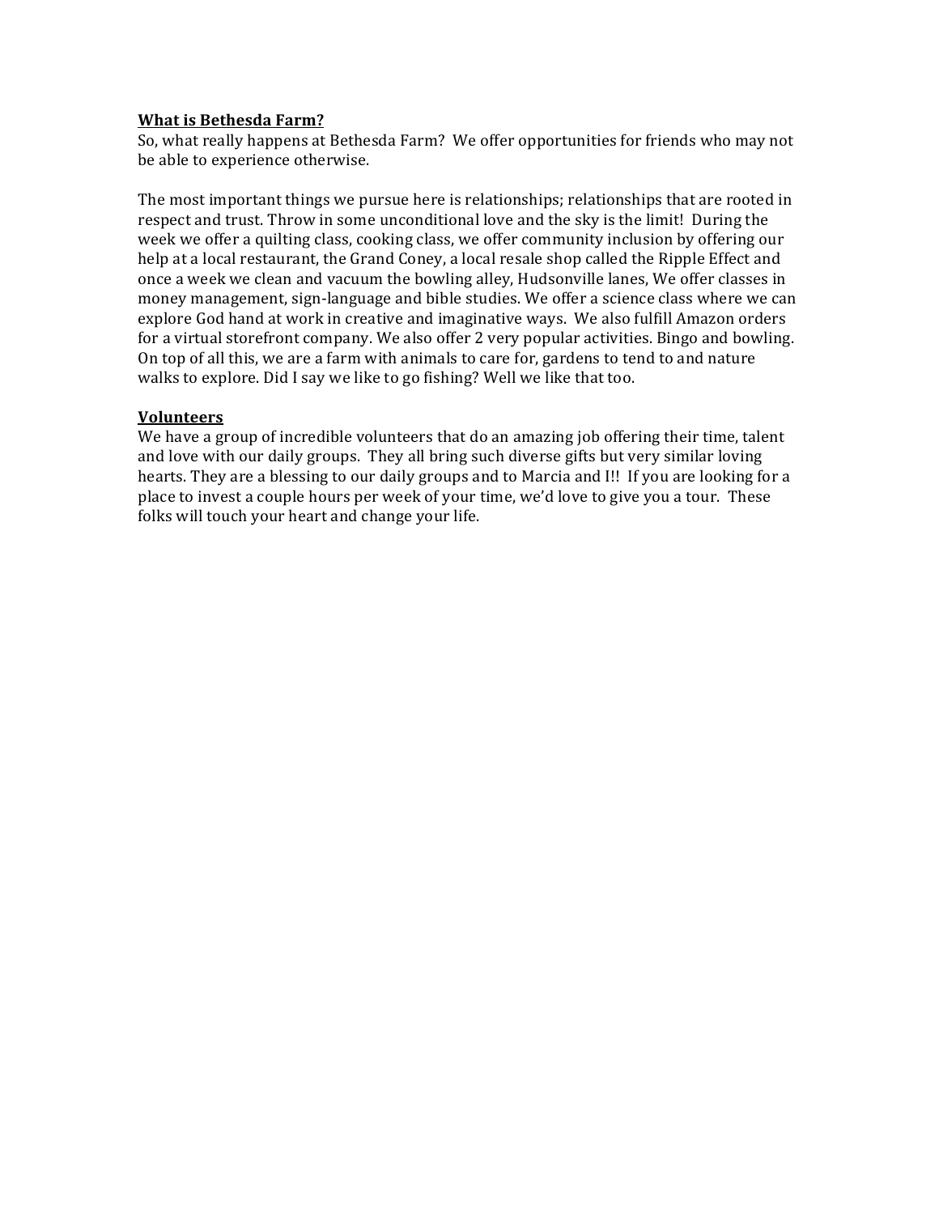**What is Bethesda Farm?**

So, what really happens at Bethesda Farm? We offer opportunities for friends who may not be able to experience otherwise.

The most important things we pursue here is relationships; relationships that are rooted in respect and trust. Throw in some unconditional love and the sky is the limit! During the week we offer a quilting class, cooking class, we offer community inclusion by offering our help at a local restaurant, the Grand Coney, a local resale shop called the Ripple Effect and once a week we clean and vacuum the bowling alley, Hudsonville lanes, We offer classes in money management, sign-language and bible studies. We offer a science class where we can explore God hand at work in creative and imaginative ways. We also fulfill Amazon orders for a virtual storefront company. We also offer 2 very popular activities. Bingo and bowling. On top of all this, we are a farm with animals to care for, gardens to tend to and nature walks to explore. Did I say we like to go fishing? Well we like that too.

**Volunteers**

We have a group of incredible volunteers that do an amazing job offering their time, talent and love with our daily groups. They all bring such diverse gifts but very similar loving hearts. They are a blessing to our daily groups and to Marcia and I!! If you are looking for a place to invest a couple hours per week of your time, we'd love to give you a tour. These folks will touch your heart and change your life.